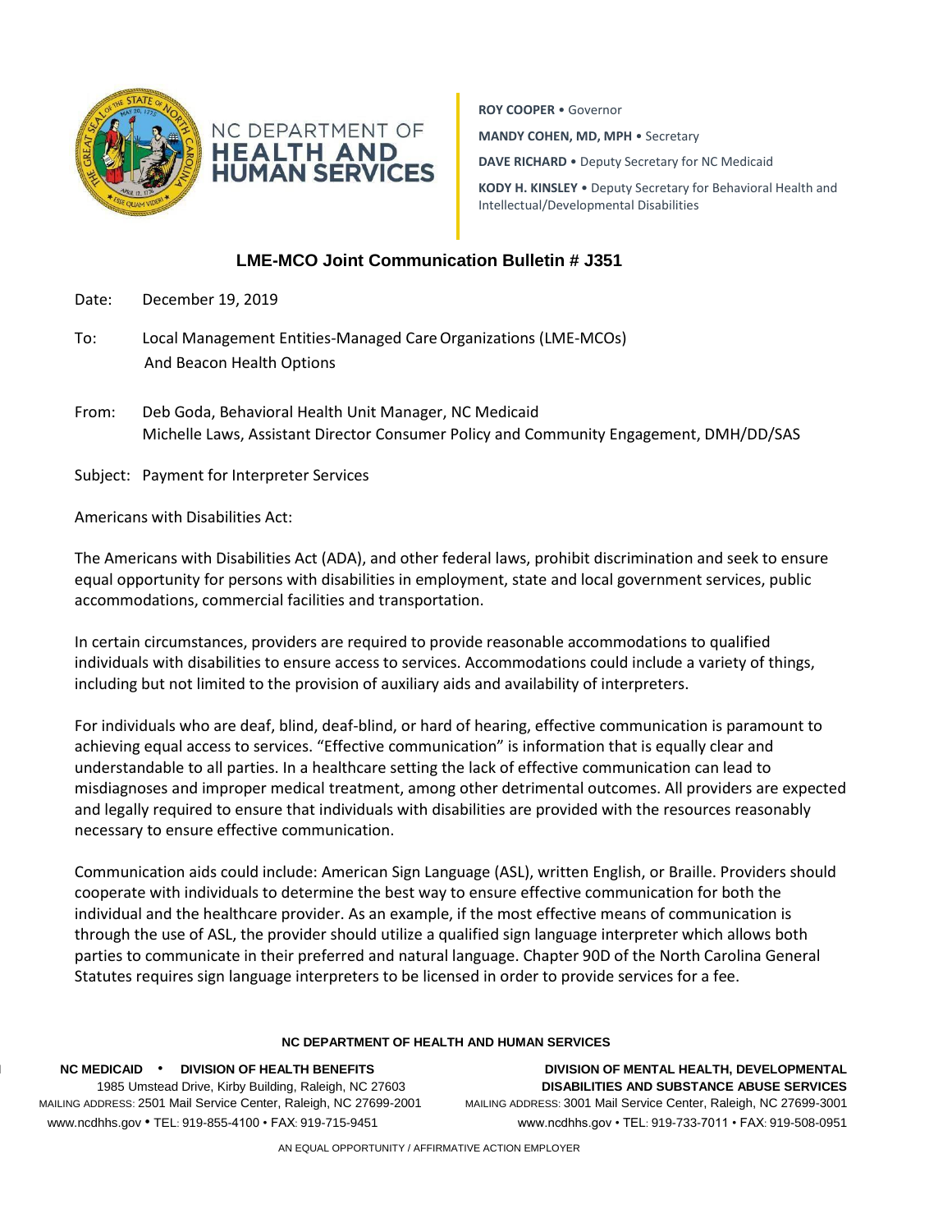NC DEPARTMENT OF **HEALTH AND HUMAN SERVICES**

**ROY COOPER** • Governor

**MANDY COHEN, MD, MPH** • Secretary

**DAVE RICHARD** • Deputy Secretary for NC Medicaid

**KODY H. KINSLEY** • Deputy Secretary for Behavioral Health and Intellectual/Developmental Disabilities

## LME-MCO Joint Communication Bulletin # J351

Date: December 19, 2019

To: Local Management Entities-Managed Care Organizations (LME-MCOs) And Beacon Health Options

From: Deb Goda, Behavioral Health Unit Manager, NC Medicaid
Michelle Laws, Assistant Director Consumer Policy and Community Engagement, DMH/DD/SAS

Subject: Payment for Interpreter Services

Americans with Disabilities Act:

The Americans with Disabilities Act (ADA), and other federal laws, prohibit discrimination and seek to ensure equal opportunity for persons with disabilities in employment, state and local government services, public accommodations, commercial facilities and transportation.

In certain circumstances, providers are required to provide reasonable accommodations to qualified individuals with disabilities to ensure access to services. Accommodations could include a variety of things, including but not limited to the provision of auxiliary aids and availability of interpreters.

For individuals who are deaf, blind, deaf-blind, or hard of hearing, effective communication is paramount to achieving equal access to services. "Effective communication" is information that is equally clear and understandable to all parties. In a healthcare setting the lack of effective communication can lead to misdiagnoses and improper medical treatment, among other detrimental outcomes. All providers are expected and legally required to ensure that individuals with disabilities are provided with the resources reasonably necessary to ensure effective communication.

Communication aids could include: American Sign Language (ASL), written English, or Braille. Providers should cooperate with individuals to determine the best way to ensure effective communication for both the individual and the healthcare provider. As an example, if the most effective means of communication is through the use of ASL, the provider should utilize a qualified sign language interpreter which allows both parties to communicate in their preferred and natural language. Chapter 90D of the North Carolina General Statutes requires sign language interpreters to be licensed in order to provide services for a fee.

**NC DEPARTMENT OF HEALTH AND HUMAN SERVICES**

**NC MEDICAID • DIVISION OF HEALTH BENEFITS**
1985 Umstead Drive, Kirby Building, Raleigh, NC 27603
MAILING ADDRESS: 2501 Mail Service Center, Raleigh, NC 27699-2001
www.ncdhhs.gov • TEL: 919-855-4100 • FAX: 919-715-9451

**DIVISION OF MENTAL HEALTH, DEVELOPMENTAL DISABILITIES AND SUBSTANCE ABUSE SERVICES**
MAILING ADDRESS: 3001 Mail Service Center, Raleigh, NC 27699-3001
www.ncdhhs.gov • TEL: 919-733-7011 • FAX: 919-508-0951

AN EQUAL OPPORTUNITY / AFFIRMATIVE ACTION EMPLOYER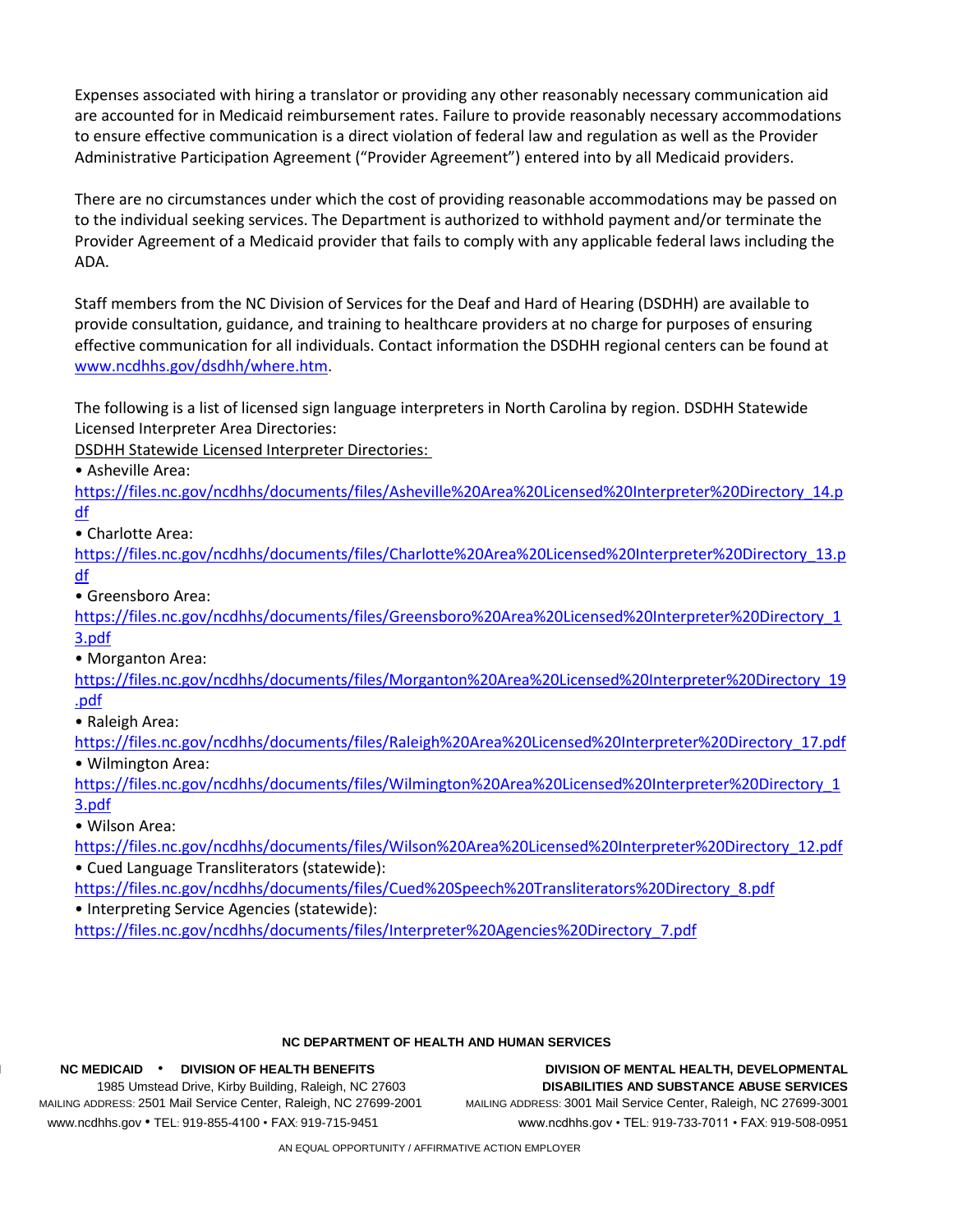Expenses associated with hiring a translator or providing any other reasonably necessary communication aid are accounted for in Medicaid reimbursement rates. Failure to provide reasonably necessary accommodations to ensure effective communication is a direct violation of federal law and regulation as well as the Provider Administrative Participation Agreement ("Provider Agreement") entered into by all Medicaid providers.

There are no circumstances under which the cost of providing reasonable accommodations may be passed on to the individual seeking services. The Department is authorized to withhold payment and/or terminate the Provider Agreement of a Medicaid provider that fails to comply with any applicable federal laws including the ADA.

Staff members from the NC Division of Services for the Deaf and Hard of Hearing (DSDHH) are available to provide consultation, guidance, and training to healthcare providers at no charge for purposes of ensuring effective communication for all individuals. Contact information the DSDHH regional centers can be found at [www.ncdhhs.gov/dsdhh/where.htm](www.ncdhhs.gov/dsdhh/where.htm).

The following is a list of licensed sign language interpreters in North Carolina by region. DSDHH Statewide Licensed Interpreter Area Directories:

DSDHH Statewide Licensed Interpreter Directories:

- Asheville Area: https://files.nc.gov/ncdhhs/documents/files/Asheville%20Area%20Licensed%20Interpreter%20Directory_14.pdf
- Charlotte Area: https://files.nc.gov/ncdhhs/documents/files/Charlotte%20Area%20Licensed%20Interpreter%20Directory_13.pdf
- Greensboro Area: https://files.nc.gov/ncdhhs/documents/files/Greensboro%20Area%20Licensed%20Interpreter%20Directory_13.pdf
- Morganton Area: https://files.nc.gov/ncdhhs/documents/files/Morganton%20Area%20Licensed%20Interpreter%20Directory_19.pdf
- Raleigh Area: https://files.nc.gov/ncdhhs/documents/files/Raleigh%20Area%20Licensed%20Interpreter%20Directory_17.pdf
- Wilmington Area: https://files.nc.gov/ncdhhs/documents/files/Wilmington%20Area%20Licensed%20Interpreter%20Directory_13.pdf
- Wilson Area: https://files.nc.gov/ncdhhs/documents/files/Wilson%20Area%20Licensed%20Interpreter%20Directory_12.pdf
- Cued Language Transliterators (statewide): https://files.nc.gov/ncdhhs/documents/files/Cued%20Speech%20Transliterators%20Directory_8.pdf
- Interpreting Service Agencies (statewide): https://files.nc.gov/ncdhhs/documents/files/Interpreter%20Agencies%20Directory_7.pdf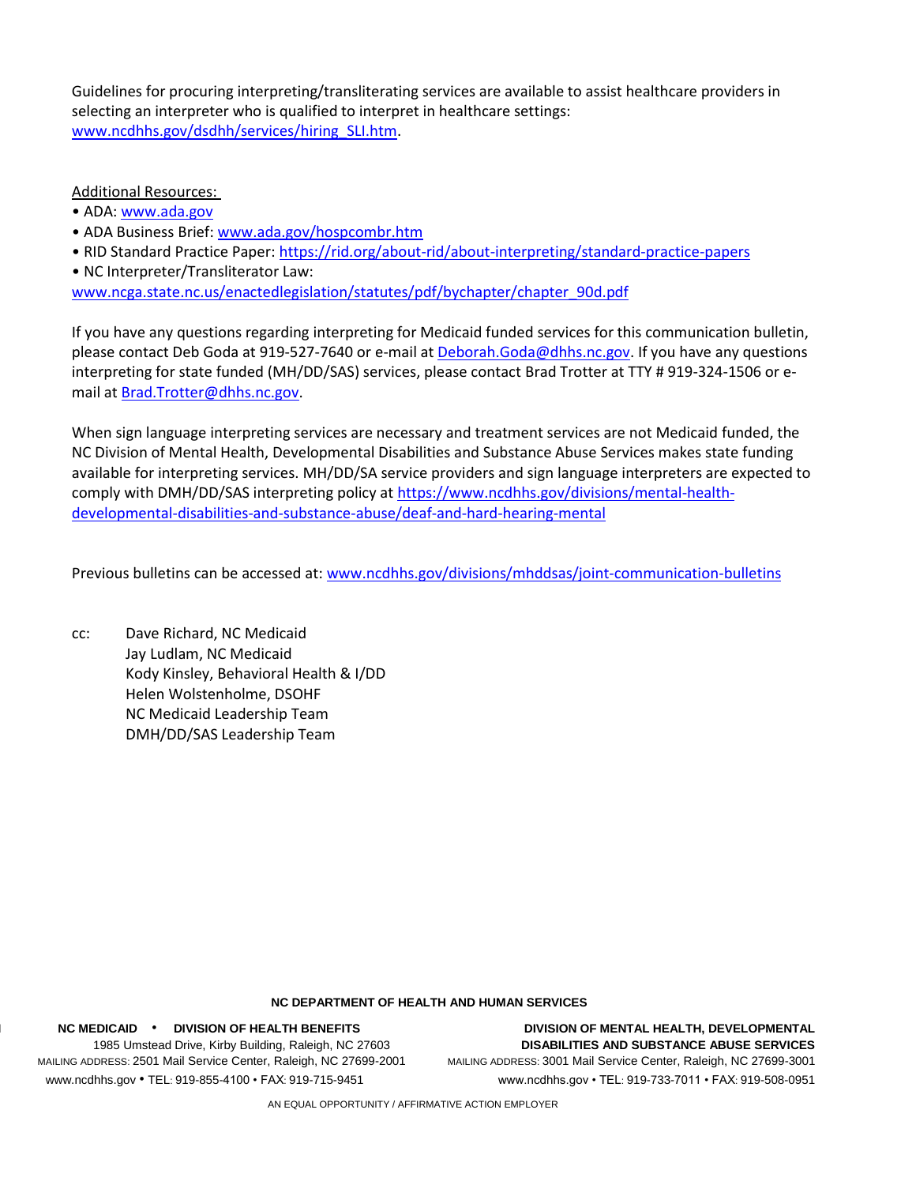Guidelines for procuring interpreting/transliterating services are available to assist healthcare providers in selecting an interpreter who is qualified to interpret in healthcare settings: www.ncdhhs.gov/dsdhh/services/hiring_SLI.htm.

Additional Resources:

- ADA: www.ada.gov
- ADA Business Brief: www.ada.gov/hospcombr.htm
- RID Standard Practice Paper: https://rid.org/about-rid/about-interpreting/standard-practice-papers
- NC Interpreter/Transliterator Law: www.ncga.state.nc.us/enactedlegislation/statutes/pdf/bychapter/chapter_90d.pdf

If you have any questions regarding interpreting for Medicaid funded services for this communication bulletin, please contact Deb Goda at 919-527-7640 or e-mail at Deborah.Goda@dhhs.nc.gov. If you have any questions interpreting for state funded (MH/DD/SAS) services, please contact Brad Trotter at TTY # 919-324-1506 or e-mail at Brad.Trotter@dhhs.nc.gov.

When sign language interpreting services are necessary and treatment services are not Medicaid funded, the NC Division of Mental Health, Developmental Disabilities and Substance Abuse Services makes state funding available for interpreting services. MH/DD/SA service providers and sign language interpreters are expected to comply with DMH/DD/SAS interpreting policy at https://www.ncdhhs.gov/divisions/mental-health-developmental-disabilities-and-substance-abuse/deaf-and-hard-hearing-mental

Previous bulletins can be accessed at: www.ncdhhs.gov/divisions/mhddsas/joint-communication-bulletins

cc: Dave Richard, NC Medicaid
Jay Ludlam, NC Medicaid
Kody Kinsley, Behavioral Health & I/DD
Helen Wolstenholme, DSOHF
NC Medicaid Leadership Team
DMH/DD/SAS Leadership Team

**NC DEPARTMENT OF HEALTH AND HUMAN SERVICES**

**NC MEDICAID • DIVISION OF HEALTH BENEFITS**
1985 Umstead Drive, Kirby Building, Raleigh, NC 27603
MAILING ADDRESS: 2501 Mail Service Center, Raleigh, NC 27699-2001
www.ncdhhs.gov • TEL: 919-855-4100 • FAX: 919-715-9451

**DIVISION OF MENTAL HEALTH, DEVELOPMENTAL DISABILITIES AND SUBSTANCE ABUSE SERVICES**
MAILING ADDRESS: 3001 Mail Service Center, Raleigh, NC 27699-3001
www.ncdhhs.gov • TEL: 919-733-7011 • FAX: 919-508-0951

AN EQUAL OPPORTUNITY / AFFIRMATIVE ACTION EMPLOYER